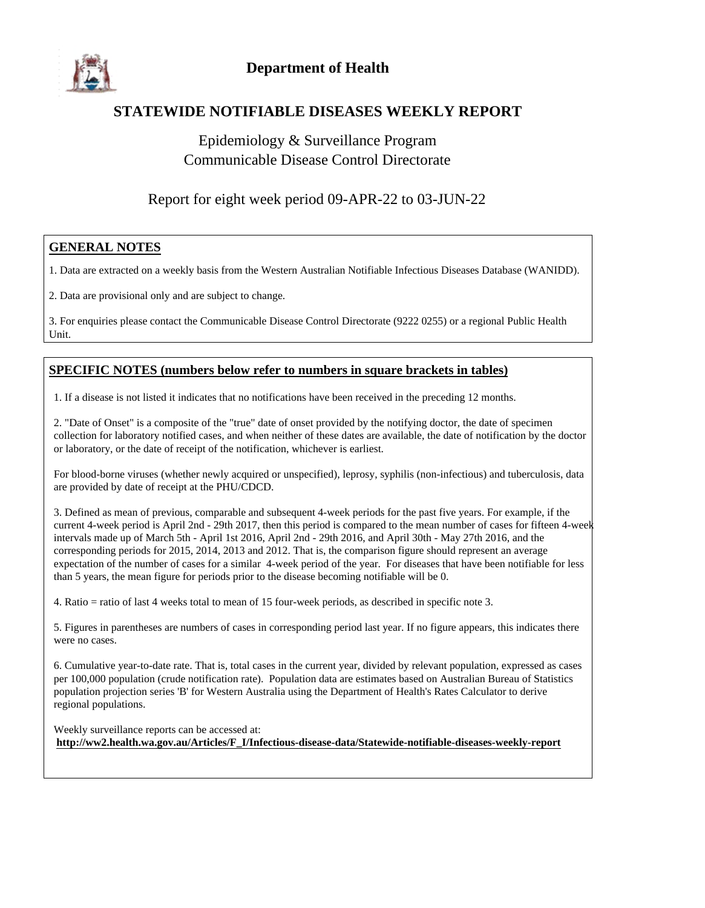# Department of Health

## STATEWIDE NOTIFIABLE DISEASES WEEKLY REPORT

Epidemiology & Surveillance Program
Communicable Disease Control Directorate

Report for eight week period 09-APR-22 to 03-JUN-22

### GENERAL NOTES

1. Data are extracted on a weekly basis from the Western Australian Notifiable Infectious Diseases Database (WANIDD).

2. Data are provisional only and are subject to change.

3. For enquiries please contact the Communicable Disease Control Directorate (9222 0255) or a regional Public Health Unit.

### SPECIFIC NOTES (numbers below refer to numbers in square brackets in tables)

1. If a disease is not listed it indicates that no notifications have been received in the preceding 12 months.

2. "Date of Onset" is a composite of the "true" date of onset provided by the notifying doctor, the date of specimen collection for laboratory notified cases, and when neither of these dates are available, the date of notification by the doctor or laboratory, or the date of receipt of the notification, whichever is earliest.

For blood-borne viruses (whether newly acquired or unspecified), leprosy, syphilis (non-infectious) and tuberculosis, data are provided by date of receipt at the PHU/CDCD.

3. Defined as mean of previous, comparable and subsequent 4-week periods for the past five years. For example, if the current 4-week period is April 2nd - 29th 2017, then this period is compared to the mean number of cases for fifteen 4-week intervals made up of March 5th - April 1st 2016, April 2nd - 29th 2016, and April 30th - May 27th 2016, and the corresponding periods for 2015, 2014, 2013 and 2012. That is, the comparison figure should represent an average expectation of the number of cases for a similar 4-week period of the year. For diseases that have been notifiable for less than 5 years, the mean figure for periods prior to the disease becoming notifiable will be 0.

4. Ratio = ratio of last 4 weeks total to mean of 15 four-week periods, as described in specific note 3.

5. Figures in parentheses are numbers of cases in corresponding period last year. If no figure appears, this indicates there were no cases.

6. Cumulative year-to-date rate. That is, total cases in the current year, divided by relevant population, expressed as cases per 100,000 population (crude notification rate). Population data are estimates based on Australian Bureau of Statistics population projection series 'B' for Western Australia using the Department of Health's Rates Calculator to derive regional populations.

Weekly surveillance reports can be accessed at:
**http://ww2.health.wa.gov.au/Articles/F_I/Infectious-disease-data/Statewide-notifiable-diseases-weekly-report**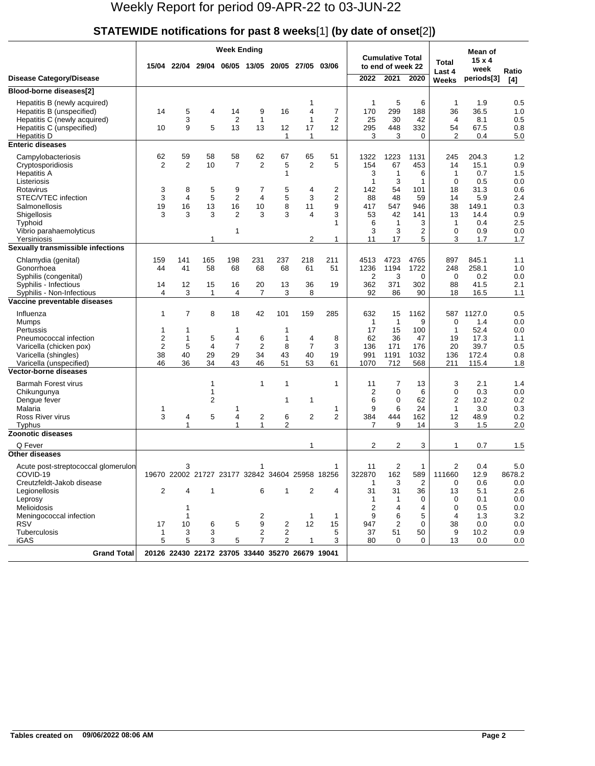# Weekly Report for period 09-APR-22 to 03-JUN-22

## STATEWIDE notifications for past 8 weeks[1] (by date of onset[2])

| Disease Category/Disease | Week Ending 15/04 | 22/04 | 29/04 | 06/05 | 13/05 | 20/05 | 27/05 | 03/06 | Cumulative Total to end of week 22: 2022 | 2021 | 2020 | Total Last 4 Weeks | Mean of 15 x 4 week periods[3] | Ratio [4] |
|---|---|---|---|---|---|---|---|---|---|---|---|---|---|---|
| **Blood-borne diseases[2]** | | | | | | | | | | | | | | |
| Hepatitis B (newly acquired) | | | | | | | 1 | | 1 | 5 | 6 | 1 | 1.9 | 0.5 |
| Hepatitis B (unspecified) | 14 | 5 | 4 | 14 | 9 | 16 | 4 | 7 | 170 | 299 | 188 | 36 | 36.5 | 1.0 |
| Hepatitis C (newly acquired) | | 3 | | 2 | 1 | | 1 | 2 | 25 | 30 | 42 | 4 | 8.1 | 0.5 |
| Hepatitis C (unspecified) | 10 | 9 | 5 | 13 | 13 | 12 | 17 | 12 | 295 | 448 | 332 | 54 | 67.5 | 0.8 |
| Hepatitis D | | | | | | 1 | 1 | | 3 | 3 | 0 | 2 | 0.4 | 5.0 |
| **Enteric diseases** | | | | | | | | | | | | | | |
| Campylobacteriosis | 62 | 59 | 58 | 58 | 62 | 67 | 65 | 51 | 1322 | 1223 | 1131 | 245 | 204.3 | 1.2 |
| Cryptosporidiosis | 2 | 2 | 10 | 7 | 2 | 5 | 2 | 5 | 154 | 67 | 453 | 14 | 15.1 | 0.9 |
| Hepatitis A | | | | | | 1 | | | 3 | 1 | 6 | 1 | 0.7 | 1.5 |
| Listeriosis | | | | | | | | | 1 | 3 | 1 | 0 | 0.5 | 0.0 |
| Rotavirus | 3 | 8 | 5 | 9 | 7 | 5 | 4 | 2 | 142 | 54 | 101 | 18 | 31.3 | 0.6 |
| STEC/VTEC infection | 3 | 4 | 5 | 2 | 4 | 5 | 3 | 2 | 88 | 48 | 59 | 14 | 5.9 | 2.4 |
| Salmonellosis | 19 | 16 | 13 | 16 | 10 | 8 | 11 | 9 | 417 | 547 | 946 | 38 | 149.1 | 0.3 |
| Shigellosis | 3 | 3 | 3 | 2 | 3 | 3 | 4 | 3 | 53 | 42 | 141 | 13 | 14.4 | 0.9 |
| Typhoid | | | | | | | | 1 | 6 | 1 | 3 | 1 | 0.4 | 2.5 |
| Vibrio parahaemolyticus | | | | 1 | | | | | 3 | 3 | 2 | 0 | 0.9 | 0.0 |
| Yersiniosis | | | 1 | | | | 2 | 1 | 11 | 17 | 5 | 3 | 1.7 | 1.7 |
| **Sexually transmissible infections** | | | | | | | | | | | | | | |
| Chlamydia (genital) | 159 | 141 | 165 | 198 | 231 | 237 | 218 | 211 | 4513 | 4723 | 4765 | 897 | 845.1 | 1.1 |
| Gonorrhoea | 44 | 41 | 58 | 68 | 68 | 68 | 61 | 51 | 1236 | 1194 | 1722 | 248 | 258.1 | 1.0 |
| Syphilis (congenital) | | | | | | | | | 2 | 3 | 0 | 0 | 0.2 | 0.0 |
| Syphilis - Infectious | 14 | 12 | 15 | 16 | 20 | 13 | 36 | 19 | 362 | 371 | 302 | 88 | 41.5 | 2.1 |
| Syphilis - Non-Infectious | 4 | 3 | 1 | 4 | 7 | 3 | 8 | | 92 | 86 | 90 | 18 | 16.5 | 1.1 |
| **Vaccine preventable diseases** | | | | | | | | | | | | | | |
| Influenza | 1 | 7 | 8 | 18 | 42 | 101 | 159 | 285 | 632 | 15 | 1162 | 587 | 1127.0 | 0.5 |
| Mumps | | | | | | | | | 1 | 1 | 9 | 0 | 1.4 | 0.0 |
| Pertussis | 1 | 1 | | 1 | | 1 | | | 17 | 15 | 100 | 1 | 52.4 | 0.0 |
| Pneumococcal infection | 2 | 1 | 5 | 4 | 6 | 1 | 4 | 8 | 62 | 36 | 47 | 19 | 17.3 | 1.1 |
| Varicella (chicken pox) | 2 | 5 | 4 | 7 | 2 | 8 | 7 | 3 | 136 | 171 | 176 | 20 | 39.7 | 0.5 |
| Varicella (shingles) | 38 | 40 | 29 | 29 | 34 | 43 | 40 | 19 | 991 | 1191 | 1032 | 136 | 172.4 | 0.8 |
| Varicella (unspecified) | 46 | 36 | 34 | 43 | 46 | 51 | 53 | 61 | 1070 | 712 | 568 | 211 | 115.4 | 1.8 |
| **Vector-borne diseases** | | | | | | | | | | | | | | |
| Barmah Forest virus | | | 1 | | 1 | 1 | | 1 | 11 | 7 | 13 | 3 | 2.1 | 1.4 |
| Chikungunya | | | 1 | | | | | | 2 | 0 | 6 | 0 | 0.3 | 0.0 |
| Dengue fever | | | 2 | | | 1 | 1 | | 6 | 0 | 62 | 2 | 10.2 | 0.2 |
| Malaria | 1 | | | 1 | | | | 1 | 9 | 6 | 24 | 1 | 3.0 | 0.3 |
| Ross River virus | 3 | 4 | 5 | 4 | 2 | 6 | 2 | 2 | 384 | 444 | 162 | 12 | 48.9 | 0.2 |
| Typhus | | 1 | | 1 | 1 | 2 | | | 7 | 9 | 14 | 3 | 1.5 | 2.0 |
| **Zoonotic diseases** | | | | | | | | | | | | | | |
| Q Fever | | | | | | | 1 | | 2 | 2 | 3 | 1 | 0.7 | 1.5 |
| **Other diseases** | | | | | | | | | | | | | | |
| Acute post-streptococcal glomerulon | | 3 | | | 1 | | | 1 | 11 | 2 | 1 | 2 | 0.4 | 5.0 |
| COVID-19 | 19670 | 22002 | 21727 | 23177 | 32842 | 34604 | 25958 | 18256 | 322870 | 162 | 589 | 111660 | 12.9 | 8678.2 |
| Creutzfeldt-Jakob disease | | | | | | | | | 1 | 3 | 2 | 0 | 0.6 | 0.0 |
| Legionellosis | 2 | 4 | 1 | | 6 | 1 | 2 | 4 | 31 | 31 | 36 | 13 | 5.1 | 2.6 |
| Leprosy | | | | | | | | | 1 | 1 | 0 | 0 | 0.1 | 0.0 |
| Melioidosis | | 1 | | | | | | | 2 | 4 | 4 | 0 | 0.5 | 0.0 |
| Meningococcal infection | | 1 | | | 2 | | 1 | 1 | 9 | 6 | 5 | 4 | 1.3 | 3.2 |
| RSV | 17 | 10 | 6 | 5 | 9 | 2 | 12 | 15 | 947 | 2 | 0 | 38 | 0.0 | 0.0 |
| Tuberculosis | 1 | 3 | 3 | | 2 | 2 | | 5 | 37 | 51 | 50 | 9 | 10.2 | 0.9 |
| iGAS | 5 | 5 | 3 | 5 | 7 | 2 | 1 | 3 | 80 | 0 | 0 | 13 | 0.0 | 0.0 |
| **Grand Total** | 20126 | 22430 | 22172 | 23705 | 33440 | 35270 | 26679 | 19041 | | | | | | |

**Tables created on 09/06/2022 08:06 AM**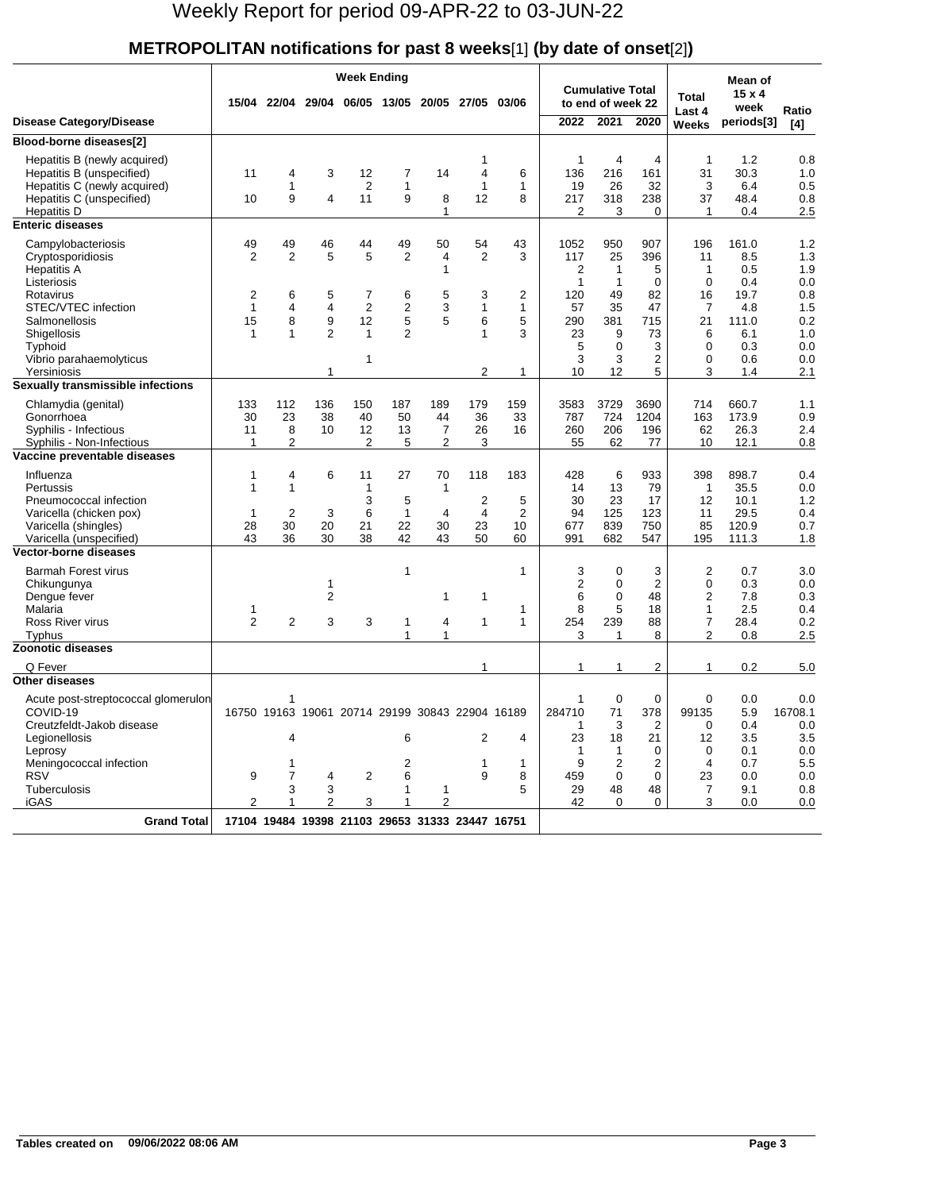# Weekly Report for period 09-APR-22 to 03-JUN-22

## METROPOLITAN notifications for past 8 weeks[1] (by date of onset[2])

| Disease Category/Disease | Week Ending 15/04 | 22/04 | 29/04 | 06/05 | 13/05 | 20/05 | 27/05 | 03/06 | Cumulative Total to end of week 22 2022 | 2021 | 2020 | Total Last 4 Weeks | Mean of 15 x 4 week periods[3] | Ratio [4] |
|---|---|---|---|---|---|---|---|---|---|---|---|---|---|---|
| **Blood-borne diseases[2]** | | | | | | | | | | | | | | |
| Hepatitis B (newly acquired) | | | | | | | 1 | | 1 | 4 | 4 | 1 | 1.2 | 0.8 |
| Hepatitis B (unspecified) | 11 | 4 | 3 | 12 | 7 | 14 | 4 | 6 | 136 | 216 | 161 | 31 | 30.3 | 1.0 |
| Hepatitis C (newly acquired) | | 1 | | 2 | 1 | | 1 | 1 | 19 | 26 | 32 | 3 | 6.4 | 0.5 |
| Hepatitis C (unspecified) | 10 | 9 | 4 | 11 | 9 | 8 | 12 | 8 | 217 | 318 | 238 | 37 | 48.4 | 0.8 |
| Hepatitis D | | | | | | 1 | | | 2 | 3 | 0 | 1 | 0.4 | 2.5 |
| **Enteric diseases** | | | | | | | | | | | | | | |
| Campylobacteriosis | 49 | 49 | 46 | 44 | 49 | 50 | 54 | 43 | 1052 | 950 | 907 | 196 | 161.0 | 1.2 |
| Cryptosporidiosis | 2 | 2 | 5 | 5 | 2 | 4 | 2 | 3 | 117 | 25 | 396 | 11 | 8.5 | 1.3 |
| Hepatitis A | | | | | | 1 | | | 2 | 1 | 5 | 1 | 0.5 | 1.9 |
| Listeriosis | | | | | | | | | 1 | 1 | 0 | 0 | 0.4 | 0.0 |
| Rotavirus | 2 | 6 | 5 | 7 | 6 | 5 | 3 | 2 | 120 | 49 | 82 | 16 | 19.7 | 0.8 |
| STEC/VTEC infection | 1 | 4 | 4 | 2 | 2 | 3 | 1 | 1 | 57 | 35 | 47 | 7 | 4.8 | 1.5 |
| Salmonellosis | 15 | 8 | 9 | 12 | 5 | 5 | 6 | 5 | 290 | 381 | 715 | 21 | 111.0 | 0.2 |
| Shigellosis | 1 | 1 | 2 | 1 | 2 | | 1 | 3 | 23 | 9 | 73 | 6 | 6.1 | 1.0 |
| Typhoid | | | | | | | | | 5 | 0 | 3 | 0 | 0.3 | 0.0 |
| Vibrio parahaemolyticus | | | | 1 | | | | | 3 | 3 | 2 | 0 | 0.6 | 0.0 |
| Yersiniosis | | | 1 | | | | 2 | 1 | 10 | 12 | 5 | 3 | 1.4 | 2.1 |
| **Sexually transmissible infections** | | | | | | | | | | | | | | |
| Chlamydia (genital) | 133 | 112 | 136 | 150 | 187 | 189 | 179 | 159 | 3583 | 3729 | 3690 | 714 | 660.7 | 1.1 |
| Gonorrhoea | 30 | 23 | 38 | 40 | 50 | 44 | 36 | 33 | 787 | 724 | 1204 | 163 | 173.9 | 0.9 |
| Syphilis - Infectious | 11 | 8 | 10 | 12 | 13 | 7 | 26 | 16 | 260 | 206 | 196 | 62 | 26.3 | 2.4 |
| Syphilis - Non-Infectious | 1 | 2 | | 2 | 5 | 2 | 3 | | 55 | 62 | 77 | 10 | 12.1 | 0.8 |
| **Vaccine preventable diseases** | | | | | | | | | | | | | | |
| Influenza | 1 | 4 | 6 | 11 | 27 | 70 | 118 | 183 | 428 | 6 | 933 | 398 | 898.7 | 0.4 |
| Pertussis | 1 | 1 | | 1 | | 1 | | | 14 | 13 | 79 | 1 | 35.5 | 0.0 |
| Pneumococcal infection | | | | 3 | 5 | | 2 | 5 | 30 | 23 | 17 | 12 | 10.1 | 1.2 |
| Varicella (chicken pox) | 1 | 2 | 3 | 6 | 1 | 4 | 4 | 2 | 94 | 125 | 123 | 11 | 29.5 | 0.4 |
| Varicella (shingles) | 28 | 30 | 20 | 21 | 22 | 30 | 23 | 10 | 677 | 839 | 750 | 85 | 120.9 | 0.7 |
| Varicella (unspecified) | 43 | 36 | 30 | 38 | 42 | 43 | 50 | 60 | 991 | 682 | 547 | 195 | 111.3 | 1.8 |
| **Vector-borne diseases** | | | | | | | | | | | | | | |
| Barmah Forest virus | | | | | 1 | | | 1 | 3 | 0 | 3 | 2 | 0.7 | 3.0 |
| Chikungunya | | | 1 | | | | | | 2 | 0 | 2 | 0 | 0.3 | 0.0 |
| Dengue fever | | | 2 | | | 1 | 1 | | 6 | 0 | 48 | 2 | 7.8 | 0.3 |
| Malaria | 1 | | | | | | | 1 | 8 | 5 | 18 | 1 | 2.5 | 0.4 |
| Ross River virus | 2 | 2 | 3 | 3 | 1 | 4 | 1 | 1 | 254 | 239 | 88 | 7 | 28.4 | 0.2 |
| Typhus | | | | | 1 | 1 | | | 3 | 1 | 8 | 2 | 0.8 | 2.5 |
| **Zoonotic diseases** | | | | | | | | | | | | | | |
| Q Fever | | | | | | | 1 | | 1 | 1 | 2 | 1 | 0.2 | 5.0 |
| **Other diseases** | | | | | | | | | | | | | | |
| Acute post-streptococcal glomerulon | | 1 | | | | | | | 1 | 0 | 0 | 0 | 0.0 | 0.0 |
| COVID-19 | 16750 | 19163 | 19061 | 20714 | 29199 | 30843 | 22904 | 16189 | 284710 | 71 | 378 | 99135 | 5.9 | 16708.1 |
| Creutzfeldt-Jakob disease | | | | | | | | | 1 | 3 | 2 | 0 | 0.4 | 0.0 |
| Legionellosis | | 4 | | | 6 | | 2 | 4 | 23 | 18 | 21 | 12 | 3.5 | 3.5 |
| Leprosy | | | | | | | | | 1 | 1 | 0 | 0 | 0.1 | 0.0 |
| Meningococcal infection | | 1 | | | 2 | | 1 | 1 | 9 | 2 | 2 | 4 | 0.7 | 5.5 |
| RSV | 9 | 7 | 4 | 2 | 6 | | 9 | 8 | 459 | 0 | 0 | 23 | 0.0 | 0.0 |
| Tuberculosis | | 3 | 3 | | 1 | 1 | | 5 | 29 | 48 | 48 | 7 | 9.1 | 0.8 |
| iGAS | 2 | 1 | 2 | 3 | 1 | 2 | | | 42 | 0 | 0 | 3 | 0.0 | 0.0 |
| **Grand Total** | 17104 | 19484 | 19398 | 21103 | 29653 | 31333 | 23447 | 16751 | | | | | | |

Tables created on 09/06/2022 08:06 AM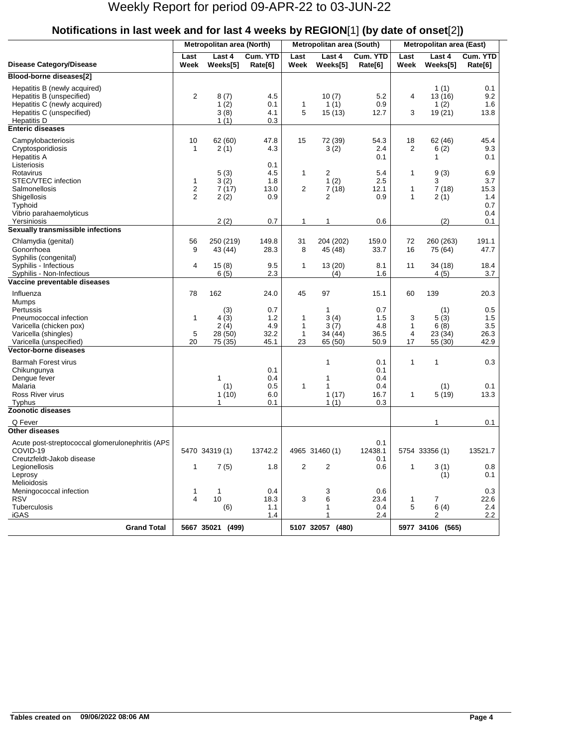# Weekly Report for period 09-APR-22 to 03-JUN-22

## Notifications in last week and for last 4 weeks by REGION[1] (by date of onset[2])

| Disease Category/Disease | Metropolitan area (North) | | | Metropolitan area (South) | | | Metropolitan area (East) | | |
|---|---|---|---|---|---|---|---|---|---|
| | Last Week | Last 4 Weeks[5] | Cum. YTD Rate[6] | Last Week | Last 4 Weeks[5] | Cum. YTD Rate[6] | Last Week | Last 4 Weeks[5] | Cum. YTD Rate[6] |
| **Blood-borne diseases[2]** | | | | | | | | | |
| Hepatitis B (newly acquired) | | | | | | | | 1 (1) | 0.1 |
| Hepatitis B (unspecified) | 2 | 8 (7) | 4.5 | | 10 (7) | 5.2 | 4 | 13 (16) | 9.2 |
| Hepatitis C (newly acquired) | | 1 (2) | 0.1 | 1 | 1 (1) | 0.9 | | 1 (2) | 1.6 |
| Hepatitis C (unspecified) | | 3 (8) | 4.1 | 5 | 15 (13) | 12.7 | 3 | 19 (21) | 13.8 |
| Hepatitis D | | 1 (1) | 0.3 | | | | | | |
| **Enteric diseases** | | | | | | | | | |
| Campylobacteriosis | 10 | 62 (60) | 47.8 | 15 | 72 (39) | 54.3 | 18 | 62 (46) | 45.4 |
| Cryptosporidiosis | 1 | 2 (1) | 4.3 | | 3 (2) | 2.4 | 2 | 6 (2) | 9.3 |
| Hepatitis A | | | | | | 0.1 | | 1 | 0.1 |
| Listeriosis | | | 0.1 | | | | | | |
| Rotavirus | | 5 (3) | 4.5 | 1 | 2 | 5.4 | 1 | 9 (3) | 6.9 |
| STEC/VTEC infection | 1 | 3 (2) | 1.8 | | 1 (2) | 2.5 | | 3 | 3.7 |
| Salmonellosis | 2 | 7 (17) | 13.0 | 2 | 7 (18) | 12.1 | 1 | 7 (18) | 15.3 |
| Shigellosis | 2 | 2 (2) | 0.9 | | 2 | 0.9 | 1 | 2 (1) | 1.4 |
| Typhoid | | | | | | | | | 0.7 |
| Vibrio parahaemolyticus | | | | | | | | | 0.4 |
| Yersiniosis | | 2 (2) | 0.7 | 1 | 1 | 0.6 | | (2) | 0.1 |
| **Sexually transmissible infections** | | | | | | | | | |
| Chlamydia (genital) | 56 | 250 (219) | 149.8 | 31 | 204 (202) | 159.0 | 72 | 260 (263) | 191.1 |
| Gonorrhoea | 9 | 43 (44) | 28.3 | 8 | 45 (48) | 33.7 | 16 | 75 (64) | 47.7 |
| Syphilis (congenital) | | | | | | | | | |
| Syphilis - Infectious | 4 | 15 (8) | 9.5 | 1 | 13 (20) | 8.1 | 11 | 34 (18) | 18.4 |
| Syphilis - Non-Infectious | | 6 (5) | 2.3 | | (4) | 1.6 | | 4 (5) | 3.7 |
| **Vaccine preventable diseases** | | | | | | | | | |
| Influenza | 78 | 162 | 24.0 | 45 | 97 | 15.1 | 60 | 139 | 20.3 |
| Mumps | | | | | | | | | |
| Pertussis | | (3) | 0.7 | | 1 | 0.7 | | (1) | 0.5 |
| Pneumococcal infection | 1 | 4 (3) | 1.2 | 1 | 3 (4) | 1.5 | 3 | 5 (3) | 1.5 |
| Varicella (chicken pox) | | 2 (4) | 4.9 | 1 | 3 (7) | 4.8 | 1 | 6 (8) | 3.5 |
| Varicella (shingles) | 5 | 28 (50) | 32.2 | 1 | 34 (44) | 36.5 | 4 | 23 (34) | 26.3 |
| Varicella (unspecified) | 20 | 75 (35) | 45.1 | 23 | 65 (50) | 50.9 | 17 | 55 (30) | 42.9 |
| **Vector-borne diseases** | | | | | | | | | |
| Barmah Forest virus | | | | | 1 | 0.1 | 1 | 1 | 0.3 |
| Chikungunya | | | 0.1 | | | 0.1 | | | |
| Dengue fever | | 1 | 0.4 | | 1 | 0.4 | | | |
| Malaria | | (1) | 0.5 | 1 | 1 | 0.4 | | (1) | 0.1 |
| Ross River virus | | 1 (10) | 6.0 | | 1 (17) | 16.7 | 1 | 5 (19) | 13.3 |
| Typhus | | 1 | 0.1 | | 1 (1) | 0.3 | | | |
| **Zoonotic diseases** | | | | | | | | | |
| Q Fever | | | | | | | | 1 | 0.1 |
| **Other diseases** | | | | | | | | | |
| Acute post-streptococcal glomerulonephritis (APS | | | | | | 0.1 | | | |
| COVID-19 | 5470 | 34319 (1) | 13742.2 | 4965 | 31460 (1) | 12438.1 | 5754 | 33356 (1) | 13521.7 |
| Creutzfeldt-Jakob disease | | | | | | 0.1 | | | |
| Legionellosis | 1 | 7 (5) | 1.8 | 2 | 2 | 0.6 | 1 | 3 (1) | 0.8 |
| Leprosy | | | | | | | | (1) | 0.1 |
| Melioidosis | | | | | | | | | |
| Meningococcal infection | 1 | 1 | 0.4 | | 3 | 0.6 | | | 0.3 |
| RSV | 4 | 10 | 18.3 | 3 | 6 | 23.4 | 1 | 7 | 22.6 |
| Tuberculosis | | (6) | 1.1 | | 1 | 0.4 | 5 | 6 (4) | 2.4 |
| iGAS | | | 1.4 | | 1 | 2.4 | | 2 | 2.2 |
| **Grand Total** | **5667** | **35021 (499)** | | **5107** | **32057 (480)** | | **5977** | **34106 (565)** | |

**Tables created on 09/06/2022 08:06 AM**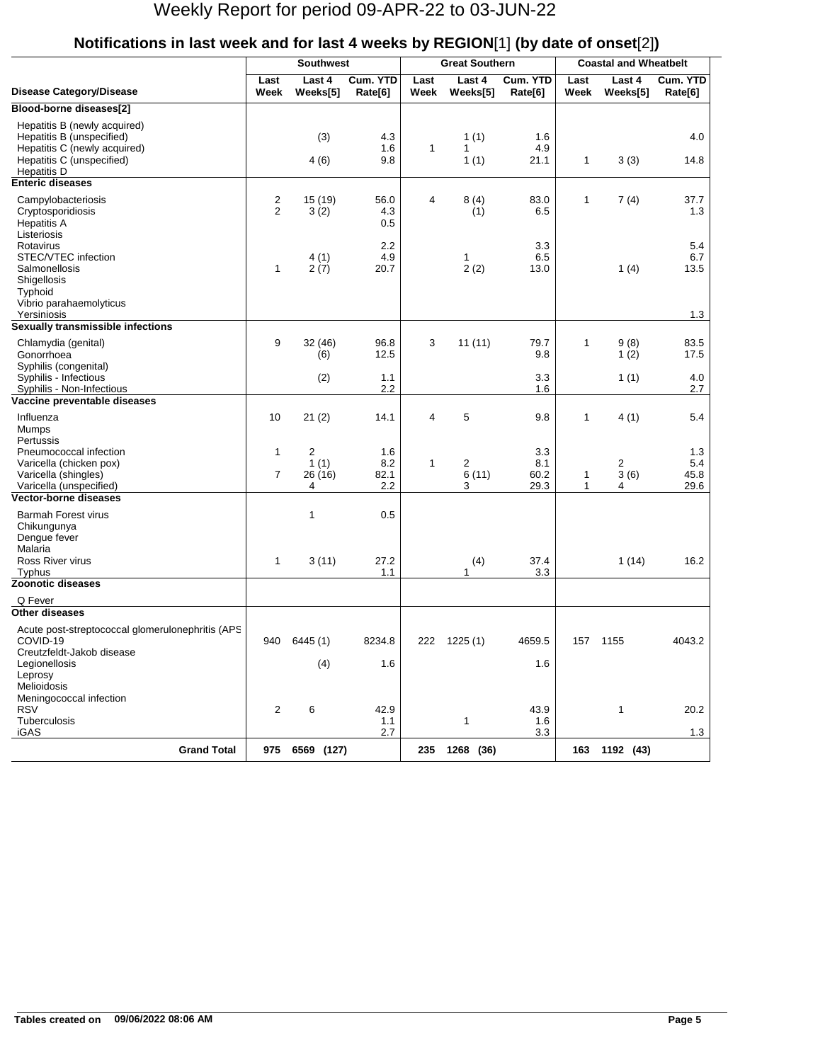# Weekly Report for period 09-APR-22 to 03-JUN-22

## Notifications in last week and for last 4 weeks by REGION[1] (by date of onset[2])

| Disease Category/Disease | Southwest Last Week | Southwest Last 4 Weeks[5] | Southwest Cum. YTD Rate[6] | Great Southern Last Week | Great Southern Last 4 Weeks[5] | Great Southern Cum. YTD Rate[6] | Coastal and Wheatbelt Last Week | Coastal and Wheatbelt Last 4 Weeks[5] | Coastal and Wheatbelt Cum. YTD Rate[6] |
|---|---|---|---|---|---|---|---|---|---|
| **Blood-borne diseases[2]** | | | | | | | | | |
| Hepatitis B (newly acquired) | | | | | | | | | |
| Hepatitis B (unspecified) | | (3) | 4.3 | | 1 (1) | 1.6 | | | 4.0 |
| Hepatitis C (newly acquired) | | | 1.6 | 1 | 1 | 4.9 | | | |
| Hepatitis C (unspecified) | | 4 (6) | 9.8 | | 1 (1) | 21.1 | 1 | 3 (3) | 14.8 |
| Hepatitis D | | | | | | | | | |
| **Enteric diseases** | | | | | | | | | |
| Campylobacteriosis | 2 | 15 (19) | 56.0 | 4 | 8 (4) | 83.0 | 1 | 7 (4) | 37.7 |
| Cryptosporidiosis | 2 | 3 (2) | 4.3 | | (1) | 6.5 | | | 1.3 |
| Hepatitis A | | | 0.5 | | | | | | |
| Listeriosis | | | | | | | | | |
| Rotavirus | | | 2.2 | | | 3.3 | | | 5.4 |
| STEC/VTEC infection | | 4 (1) | 4.9 | | 1 | 6.5 | | | 6.7 |
| Salmonellosis | 1 | 2 (7) | 20.7 | | 2 (2) | 13.0 | | 1 (4) | 13.5 |
| Shigellosis | | | | | | | | | |
| Typhoid | | | | | | | | | |
| Vibrio parahaemolyticus | | | | | | | | | |
| Yersiniosis | | | | | | | | | 1.3 |
| **Sexually transmissible infections** | | | | | | | | | |
| Chlamydia (genital) | 9 | 32 (46) | 96.8 | 3 | 11 (11) | 79.7 | 1 | 9 (8) | 83.5 |
| Gonorrhoea | | (6) | 12.5 | | | 9.8 | | 1 (2) | 17.5 |
| Syphilis (congenital) | | | | | | | | | |
| Syphilis - Infectious | | (2) | 1.1 | | | 3.3 | | 1 (1) | 4.0 |
| Syphilis - Non-Infectious | | | 2.2 | | | 1.6 | | | 2.7 |
| **Vaccine preventable diseases** | | | | | | | | | |
| Influenza | 10 | 21 (2) | 14.1 | 4 | 5 | 9.8 | 1 | 4 (1) | 5.4 |
| Mumps | | | | | | | | | |
| Pertussis | | | | | | | | | |
| Pneumococcal infection | 1 | 2 | 1.6 | | | 3.3 | | | 1.3 |
| Varicella (chicken pox) | | 1 (1) | 8.2 | 1 | 2 | 8.1 | | 2 | 5.4 |
| Varicella (shingles) | 7 | 26 (16) | 82.1 | | 6 (11) | 60.2 | 1 | 3 (6) | 45.8 |
| Varicella (unspecified) | | 4 | 2.2 | | 3 | 29.3 | 1 | 4 | 29.6 |
| **Vector-borne diseases** | | | | | | | | | |
| Barmah Forest virus | | 1 | 0.5 | | | | | | |
| Chikungunya | | | | | | | | | |
| Dengue fever | | | | | | | | | |
| Malaria | | | | | | | | | |
| Ross River virus | 1 | 3 (11) | 27.2 | | (4) | 37.4 | | 1 (14) | 16.2 |
| Typhus | | | 1.1 | | 1 | 3.3 | | | |
| **Zoonotic diseases** | | | | | | | | | |
| Q Fever | | | | | | | | | |
| **Other diseases** | | | | | | | | | |
| Acute post-streptococcal glomerulonephritis (APS | | | | | | | | | |
| COVID-19 | 940 | 6445 (1) | 8234.8 | 222 | 1225 (1) | 4659.5 | 157 | 1155 | 4043.2 |
| Creutzfeldt-Jakob disease | | | | | | | | | |
| Legionellosis | | (4) | 1.6 | | | 1.6 | | | |
| Leprosy | | | | | | | | | |
| Melioidosis | | | | | | | | | |
| Meningococcal infection | | | | | | | | | |
| RSV | 2 | 6 | 42.9 | | | 43.9 | | 1 | 20.2 |
| Tuberculosis | | | 1.1 | | 1 | 1.6 | | | |
| iGAS | | | 2.7 | | | 3.3 | | | 1.3 |
| **Grand Total** | **975** | **6569 (127)** | | **235** | **1268 (36)** | | **163** | **1192 (43)** | |

**Tables created on 09/06/2022 08:06 AM**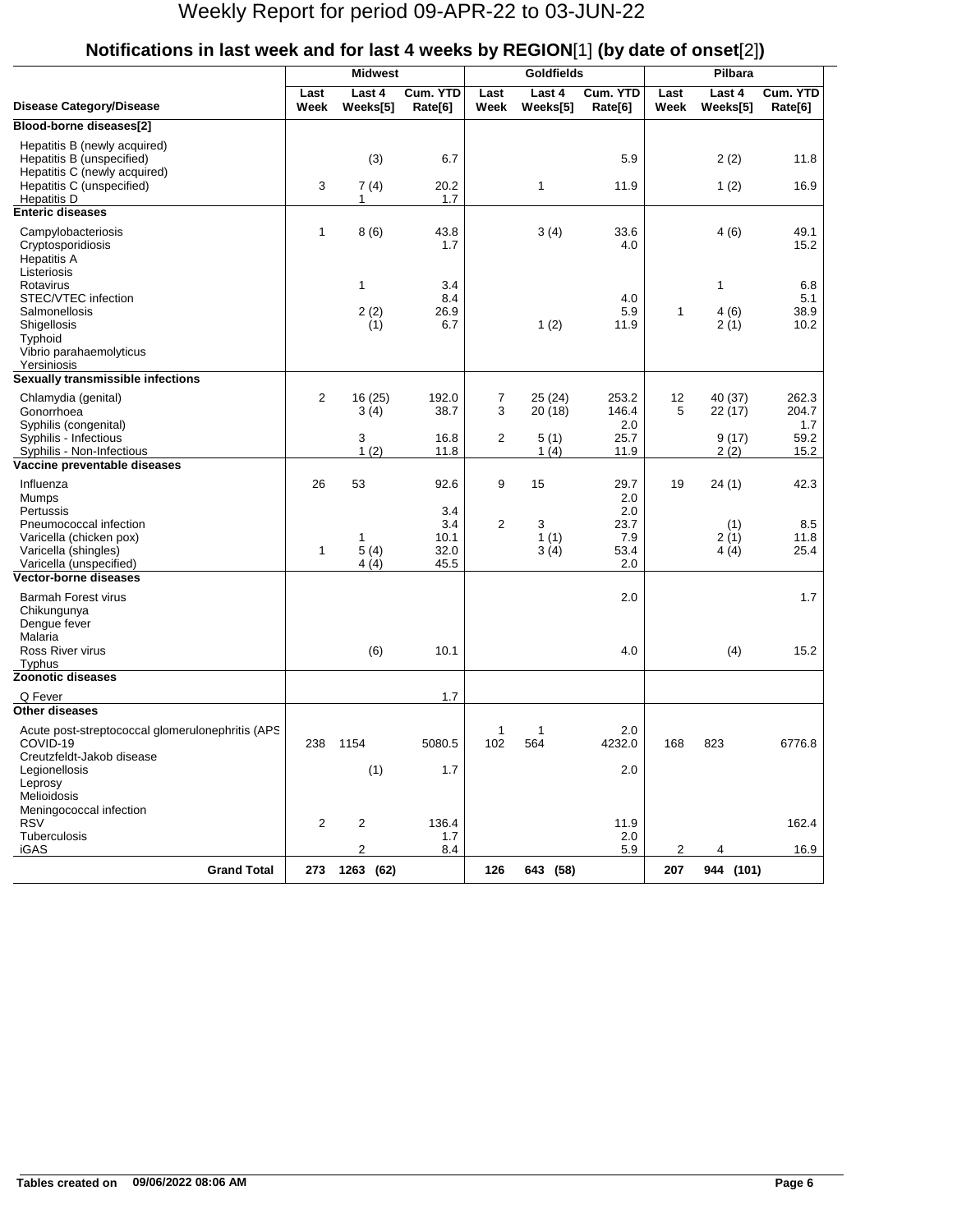# Weekly Report for period 09-APR-22 to 03-JUN-22

## Notifications in last week and for last 4 weeks by REGION[1] (by date of onset[2])

| Disease Category/Disease | Midwest Last Week | Midwest Last 4 Weeks[5] | Midwest Cum. YTD Rate[6] | Goldfields Last Week | Goldfields Last 4 Weeks[5] | Goldfields Cum. YTD Rate[6] | Pilbara Last Week | Pilbara Last 4 Weeks[5] | Pilbara Cum. YTD Rate[6] |
|---|---|---|---|---|---|---|---|---|---|
| **Blood-borne diseases[2]** | | | | | | | | | |
| Hepatitis B (newly acquired) | | | | | | | | | |
| Hepatitis B (unspecified) | | (3) | 6.7 | | | 5.9 | | 2 (2) | 11.8 |
| Hepatitis C (newly acquired) | | | | | | | | | |
| Hepatitis C (unspecified) | 3 | 7 (4) | 20.2 | | 1 | 11.9 | | 1 (2) | 16.9 |
| Hepatitis D | | 1 | 1.7 | | | | | | |
| **Enteric diseases** | | | | | | | | | |
| Campylobacteriosis | 1 | 8 (6) | 43.8 | | 3 (4) | 33.6 | | 4 (6) | 49.1 |
| Cryptosporidiosis | | | 1.7 | | | 4.0 | | | 15.2 |
| Hepatitis A | | | | | | | | | |
| Listeriosis | | | | | | | | | |
| Rotavirus | | 1 | 3.4 | | | | | 1 | 6.8 |
| STEC/VTEC infection | | | 8.4 | | | 4.0 | | | 5.1 |
| Salmonellosis | | 2 (2) | 26.9 | | | 5.9 | 1 | 4 (6) | 38.9 |
| Shigellosis | | (1) | 6.7 | | 1 (2) | 11.9 | | 2 (1) | 10.2 |
| Typhoid | | | | | | | | | |
| Vibrio parahaemolyticus | | | | | | | | | |
| Yersiniosis | | | | | | | | | |
| **Sexually transmissible infections** | | | | | | | | | |
| Chlamydia (genital) | 2 | 16 (25) | 192.0 | 7 | 25 (24) | 253.2 | 12 | 40 (37) | 262.3 |
| Gonorrhoea | | 3 (4) | 38.7 | 3 | 20 (18) | 146.4 | 5 | 22 (17) | 204.7 |
| Syphilis (congenital) | | | | | | 2.0 | | | 1.7 |
| Syphilis - Infectious | | 3 | 16.8 | 2 | 5 (1) | 25.7 | | 9 (17) | 59.2 |
| Syphilis - Non-Infectious | | 1 (2) | 11.8 | | 1 (4) | 11.9 | | 2 (2) | 15.2 |
| **Vaccine preventable diseases** | | | | | | | | | |
| Influenza | 26 | 53 | 92.6 | 9 | 15 | 29.7 | 19 | 24 (1) | 42.3 |
| Mumps | | | | | | 2.0 | | | |
| Pertussis | | | 3.4 | | | 2.0 | | | |
| Pneumococcal infection | | | 3.4 | 2 | 3 | 23.7 | | (1) | 8.5 |
| Varicella (chicken pox) | | 1 | 10.1 | | 1 (1) | 7.9 | | 2 (1) | 11.8 |
| Varicella (shingles) | 1 | 5 (4) | 32.0 | | 3 (4) | 53.4 | | 4 (4) | 25.4 |
| Varicella (unspecified) | | 4 (4) | 45.5 | | | 2.0 | | | |
| **Vector-borne diseases** | | | | | | | | | |
| Barmah Forest virus | | | | | | 2.0 | | | 1.7 |
| Chikungunya | | | | | | | | | |
| Dengue fever | | | | | | | | | |
| Malaria | | | | | | | | | |
| Ross River virus | | (6) | 10.1 | | | 4.0 | | (4) | 15.2 |
| Typhus | | | | | | | | | |
| **Zoonotic diseases** | | | | | | | | | |
| Q Fever | | | 1.7 | | | | | | |
| **Other diseases** | | | | | | | | | |
| Acute post-streptococcal glomerulonephritis (APS | | | | 1 | 1 | 2.0 | | | |
| COVID-19 | 238 | 1154 | 5080.5 | 102 | 564 | 4232.0 | 168 | 823 | 6776.8 |
| Creutzfeldt-Jakob disease | | | | | | | | | |
| Legionellosis | | (1) | 1.7 | | | 2.0 | | | |
| Leprosy | | | | | | | | | |
| Melioidosis | | | | | | | | | |
| Meningococcal infection | | | | | | | | | |
| RSV | 2 | 2 | 136.4 | | | 11.9 | | | 162.4 |
| Tuberculosis | | | 1.7 | | | 2.0 | | | |
| iGAS | | 2 | 8.4 | | | 5.9 | 2 | 4 | 16.9 |
| **Grand Total** | **273** | **1263 (62)** | | **126** | **643 (58)** | | **207** | **944 (101)** | |

**Tables created on 09/06/2022 08:06 AM**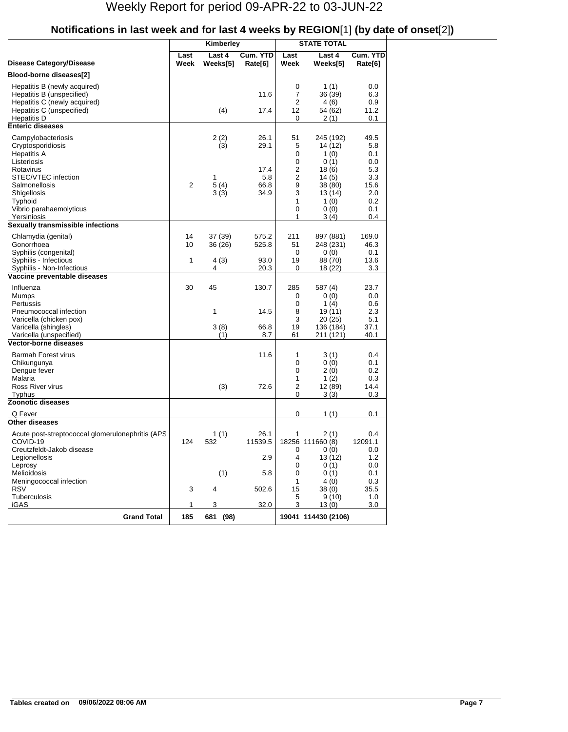# Weekly Report for period 09-APR-22 to 03-JUN-22

## Notifications in last week and for last 4 weeks by REGION[1] (by date of onset[2])

| Disease Category/Disease | Kimberley Last Week | Kimberley Last 4 Weeks[5] | Kimberley Cum. YTD Rate[6] | STATE TOTAL Last Week | STATE TOTAL Last 4 Weeks[5] | STATE TOTAL Cum. YTD Rate[6] |
|---|---|---|---|---|---|---|
| **Blood-borne diseases[2]** | | | | | | |
| Hepatitis B (newly acquired) | | | | 0 | 1 (1) | 0.0 |
| Hepatitis B (unspecified) | | | 11.6 | 7 | 36 (39) | 6.3 |
| Hepatitis C (newly acquired) | | | | 2 | 4 (6) | 0.9 |
| Hepatitis C (unspecified) | | (4) | 17.4 | 12 | 54 (62) | 11.2 |
| Hepatitis D | | | | 0 | 2 (1) | 0.1 |
| **Enteric diseases** | | | | | | |
| Campylobacteriosis | | 2 (2) | 26.1 | 51 | 245 (192) | 49.5 |
| Cryptosporidiosis | | (3) | 29.1 | 5 | 14 (12) | 5.8 |
| Hepatitis A | | | | 0 | 1 (0) | 0.1 |
| Listeriosis | | | | 0 | 0 (1) | 0.0 |
| Rotavirus | | | 17.4 | 2 | 18 (6) | 5.3 |
| STEC/VTEC infection | | 1 | 5.8 | 2 | 14 (5) | 3.3 |
| Salmonellosis | 2 | 5 (4) | 66.8 | 9 | 38 (80) | 15.6 |
| Shigellosis | | 3 (3) | 34.9 | 3 | 13 (14) | 2.0 |
| Typhoid | | | | 1 | 1 (0) | 0.2 |
| Vibrio parahaemolyticus | | | | 0 | 0 (0) | 0.1 |
| Yersiniosis | | | | 1 | 3 (4) | 0.4 |
| **Sexually transmissible infections** | | | | | | |
| Chlamydia (genital) | 14 | 37 (39) | 575.2 | 211 | 897 (881) | 169.0 |
| Gonorrhoea | 10 | 36 (26) | 525.8 | 51 | 248 (231) | 46.3 |
| Syphilis (congenital) | | | | 0 | 0 (0) | 0.1 |
| Syphilis - Infectious | 1 | 4 (3) | 93.0 | 19 | 88 (70) | 13.6 |
| Syphilis - Non-Infectious | | 4 | 20.3 | 0 | 18 (22) | 3.3 |
| **Vaccine preventable diseases** | | | | | | |
| Influenza | 30 | 45 | 130.7 | 285 | 587 (4) | 23.7 |
| Mumps | | | | 0 | 0 (0) | 0.0 |
| Pertussis | | | | 0 | 1 (4) | 0.6 |
| Pneumococcal infection | | 1 | 14.5 | 8 | 19 (11) | 2.3 |
| Varicella (chicken pox) | | | | 3 | 20 (25) | 5.1 |
| Varicella (shingles) | | 3 (8) | 66.8 | 19 | 136 (184) | 37.1 |
| Varicella (unspecified) | | (1) | 8.7 | 61 | 211 (121) | 40.1 |
| **Vector-borne diseases** | | | | | | |
| Barmah Forest virus | | | 11.6 | 1 | 3 (1) | 0.4 |
| Chikungunya | | | | 0 | 0 (0) | 0.1 |
| Dengue fever | | | | 0 | 2 (0) | 0.2 |
| Malaria | | | | 1 | 1 (2) | 0.3 |
| Ross River virus | | (3) | 72.6 | 2 | 12 (89) | 14.4 |
| Typhus | | | | 0 | 3 (3) | 0.3 |
| **Zoonotic diseases** | | | | | | |
| Q Fever | | | | 0 | 1 (1) | 0.1 |
| **Other diseases** | | | | | | |
| Acute post-streptococcal glomerulonephritis (APS | | 1 (1) | 26.1 | 1 | 2 (1) | 0.4 |
| COVID-19 | 124 | 532 | 11539.5 | 18256 | 111660 (8) | 12091.1 |
| Creutzfeldt-Jakob disease | | | | 0 | 0 (0) | 0.0 |
| Legionellosis | | | 2.9 | 4 | 13 (12) | 1.2 |
| Leprosy | | | | 0 | 0 (1) | 0.0 |
| Melioidosis | | (1) | 5.8 | 0 | 0 (1) | 0.1 |
| Meningococcal infection | | | | 1 | 4 (0) | 0.3 |
| RSV | 3 | 4 | 502.6 | 15 | 38 (0) | 35.5 |
| Tuberculosis | | | | 5 | 9 (10) | 1.0 |
| iGAS | 1 | 3 | 32.0 | 3 | 13 (0) | 3.0 |
| **Grand Total** | **185** | **681 (98)** | | **19041** | **114430 (2106)** | |

**Tables created on 09/06/2022 08:06 AM**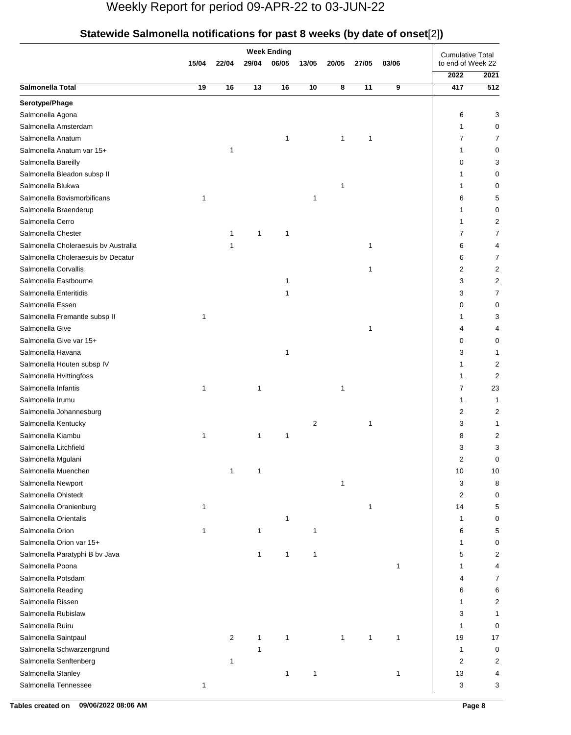# Weekly Report for period 09-APR-22 to 03-JUN-22

## Statewide Salmonella notifications for past 8 weeks (by date of onset[2])

| | Week Ending | | | | | | | | Cumulative Total to end of Week 22 | |
|---|---|---|---|---|---|---|---|---|---|---|
| | 15/04 | 22/04 | 29/04 | 06/05 | 13/05 | 20/05 | 27/05 | 03/06 | 2022 | 2021 |
| **Salmonella Total** | **19** | **16** | **13** | **16** | **10** | **8** | **11** | **9** | **417** | **512** |
| **Serotype/Phage** | | | | | | | | | | |
| Salmonella Agona | | | | | | | | | 6 | 3 |
| Salmonella Amsterdam | | | | | | | | | 1 | 0 |
| Salmonella Anatum | | | | 1 | | 1 | 1 | | 7 | 7 |
| Salmonella Anatum var 15+ | | 1 | | | | | | | 1 | 0 |
| Salmonella Bareilly | | | | | | | | | 0 | 3 |
| Salmonella Bleadon subsp II | | | | | | | | | 1 | 0 |
| Salmonella Blukwa | | | | | | 1 | | | 1 | 0 |
| Salmonella Bovismorbificans | 1 | | | | 1 | | | | 6 | 5 |
| Salmonella Braenderup | | | | | | | | | 1 | 0 |
| Salmonella Cerro | | | | | | | | | 1 | 2 |
| Salmonella Chester | | 1 | 1 | 1 | | | | | 7 | 7 |
| Salmonella Choleraesuis bv Australia | | 1 | | | | | 1 | | 6 | 4 |
| Salmonella Choleraesuis bv Decatur | | | | | | | | | 6 | 7 |
| Salmonella Corvallis | | | | | | | 1 | | 2 | 2 |
| Salmonella Eastbourne | | | | 1 | | | | | 3 | 2 |
| Salmonella Enteritidis | | | | 1 | | | | | 3 | 7 |
| Salmonella Essen | | | | | | | | | 0 | 0 |
| Salmonella Fremantle subsp II | 1 | | | | | | | | 1 | 3 |
| Salmonella Give | | | | | | | 1 | | 4 | 4 |
| Salmonella Give var 15+ | | | | | | | | | 0 | 0 |
| Salmonella Havana | | | | 1 | | | | | 3 | 1 |
| Salmonella Houten subsp IV | | | | | | | | | 1 | 2 |
| Salmonella Hvittingfoss | | | | | | | | | 1 | 2 |
| Salmonella Infantis | 1 | | 1 | | | 1 | | | 7 | 23 |
| Salmonella Irumu | | | | | | | | | 1 | 1 |
| Salmonella Johannesburg | | | | | | | | | 2 | 2 |
| Salmonella Kentucky | | | | | 2 | | 1 | | 3 | 1 |
| Salmonella Kiambu | 1 | | 1 | 1 | | | | | 8 | 2 |
| Salmonella Litchfield | | | | | | | | | 3 | 3 |
| Salmonella Mgulani | | | | | | | | | 2 | 0 |
| Salmonella Muenchen | | 1 | 1 | | | | | | 10 | 10 |
| Salmonella Newport | | | | | | 1 | | | 3 | 8 |
| Salmonella Ohlstedt | | | | | | | | | 2 | 0 |
| Salmonella Oranienburg | 1 | | | | | | 1 | | 14 | 5 |
| Salmonella Orientalis | | | | 1 | | | | | 1 | 0 |
| Salmonella Orion | 1 | | 1 | | 1 | | | | 6 | 5 |
| Salmonella Orion var 15+ | | | | | | | | | 1 | 0 |
| Salmonella Paratyphi B bv Java | | | 1 | 1 | 1 | | | | 5 | 2 |
| Salmonella Poona | | | | | | | | 1 | 1 | 4 |
| Salmonella Potsdam | | | | | | | | | 4 | 7 |
| Salmonella Reading | | | | | | | | | 6 | 6 |
| Salmonella Rissen | | | | | | | | | 1 | 2 |
| Salmonella Rubislaw | | | | | | | | | 3 | 1 |
| Salmonella Ruiru | | | | | | | | | 1 | 0 |
| Salmonella Saintpaul | | 2 | 1 | 1 | | 1 | 1 | 1 | 19 | 17 |
| Salmonella Schwarzengrund | | | 1 | | | | | | 1 | 0 |
| Salmonella Senftenberg | | 1 | | | | | | | 2 | 2 |
| Salmonella Stanley | | | | 1 | 1 | | | 1 | 13 | 4 |
| Salmonella Tennessee | 1 | | | | | | | | 3 | 3 |

**Tables created on 09/06/2022 08:06 AM**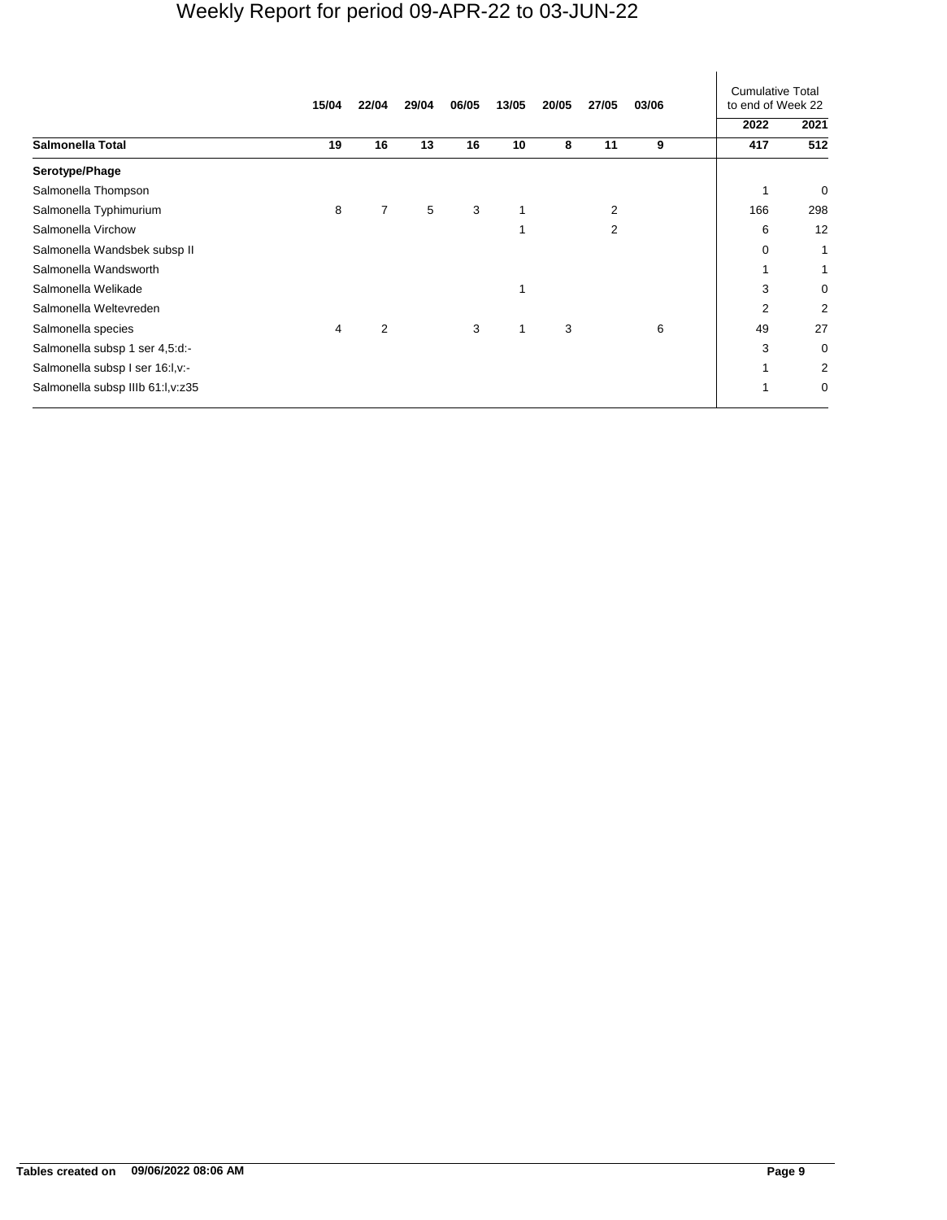# Weekly Report for period 09-APR-22 to 03-JUN-22

| | 15/04 | 22/04 | 29/04 | 06/05 | 13/05 | 20/05 | 27/05 | 03/06 | Cumulative Total to end of Week 22 | |
|---|---|---|---|---|---|---|---|---|---|---|
| | | | | | | | | | 2022 | 2021 |
| **Salmonella Total** | **19** | **16** | **13** | **16** | **10** | **8** | **11** | **9** | **417** | **512** |
| **Serotype/Phage** | | | | | | | | | | |
| Salmonella Thompson | | | | | | | | | 1 | 0 |
| Salmonella Typhimurium | 8 | 7 | 5 | 3 | 1 | | 2 | | 166 | 298 |
| Salmonella Virchow | | | | | 1 | | 2 | | 6 | 12 |
| Salmonella Wandsbek subsp II | | | | | | | | | 0 | 1 |
| Salmonella Wandsworth | | | | | | | | | 1 | 1 |
| Salmonella Welikade | | | | | 1 | | | | 3 | 0 |
| Salmonella Weltevreden | | | | | | | | | 2 | 2 |
| Salmonella species | 4 | 2 | | 3 | 1 | 3 | | 6 | 49 | 27 |
| Salmonella subsp 1 ser 4,5:d:- | | | | | | | | | 3 | 0 |
| Salmonella subsp I ser 16:l,v:- | | | | | | | | | 1 | 2 |
| Salmonella subsp IIIb 61:l,v:z35 | | | | | | | | | 1 | 0 |

**Tables created on 09/06/2022 08:06 AM**